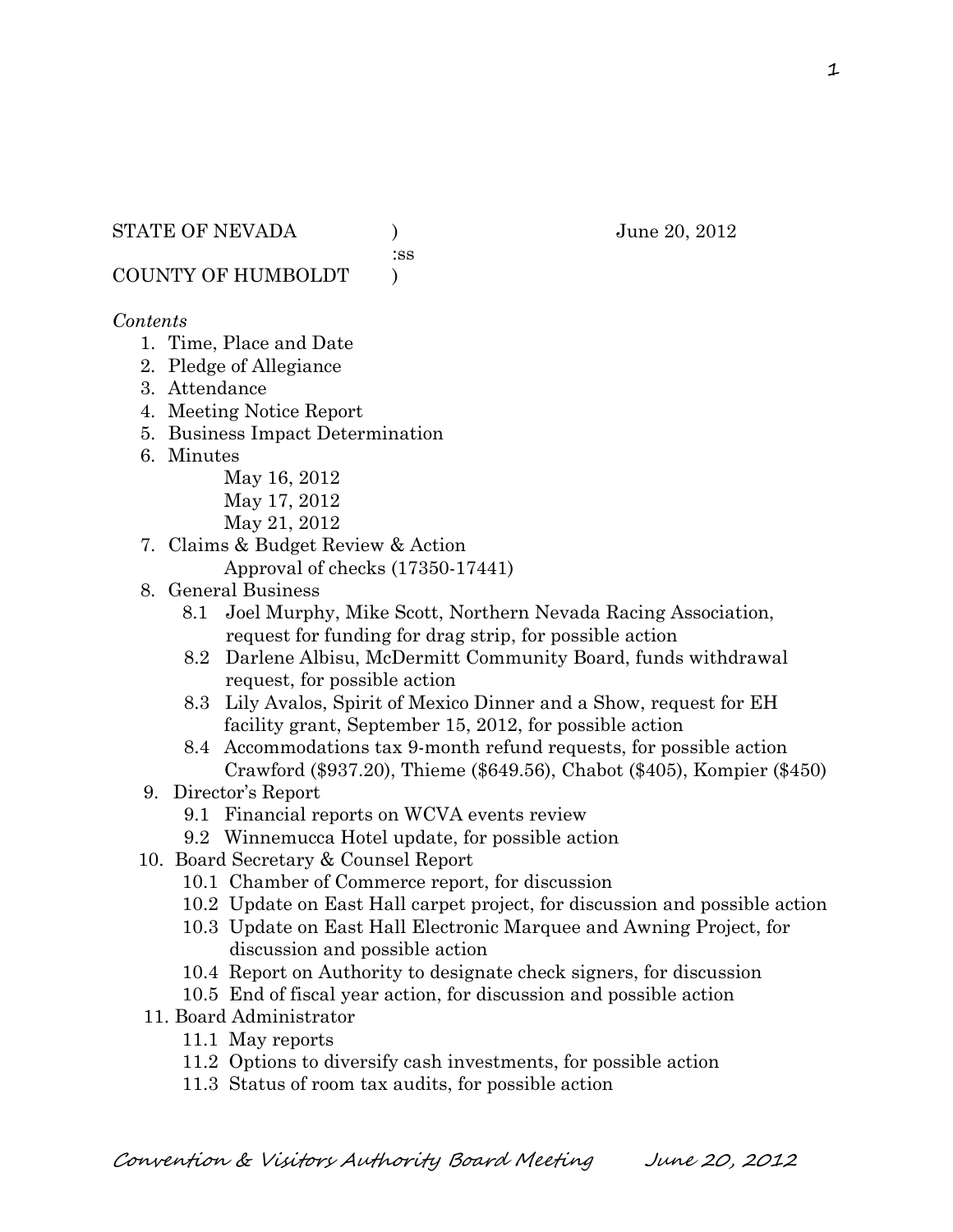STATE OF NEVADA )   June 20, 2012
:ss
COUNTY OF HUMBOLDT )

*Contents*

1. Time, Place and Date
2. Pledge of Allegiance
3. Attendance
4. Meeting Notice Report
5. Business Impact Determination
6. Minutes
   - May 16, 2012
   - May 17, 2012
   - May 21, 2012
7. Claims & Budget Review & Action
   - Approval of checks (17350-17441)
8. General Business
   - 8.1 Joel Murphy, Mike Scott, Northern Nevada Racing Association, request for funding for drag strip, for possible action
   - 8.2 Darlene Albisu, McDermitt Community Board, funds withdrawal request, for possible action
   - 8.3 Lily Avalos, Spirit of Mexico Dinner and a Show, request for EH facility grant, September 15, 2012, for possible action
   - 8.4 Accommodations tax 9-month refund requests, for possible action Crawford ($937.20), Thieme ($649.56), Chabot ($405), Kompier ($450)
9. Director's Report
   - 9.1 Financial reports on WCVA events review
   - 9.2 Winnemucca Hotel update, for possible action
10. Board Secretary & Counsel Report
    - 10.1 Chamber of Commerce report, for discussion
    - 10.2 Update on East Hall carpet project, for discussion and possible action
    - 10.3 Update on East Hall Electronic Marquee and Awning Project, for discussion and possible action
    - 10.4 Report on Authority to designate check signers, for discussion
    - 10.5 End of fiscal year action, for discussion and possible action
11. Board Administrator
    - 11.1 May reports
    - 11.2 Options to diversify cash investments, for possible action
    - 11.3 Status of room tax audits, for possible action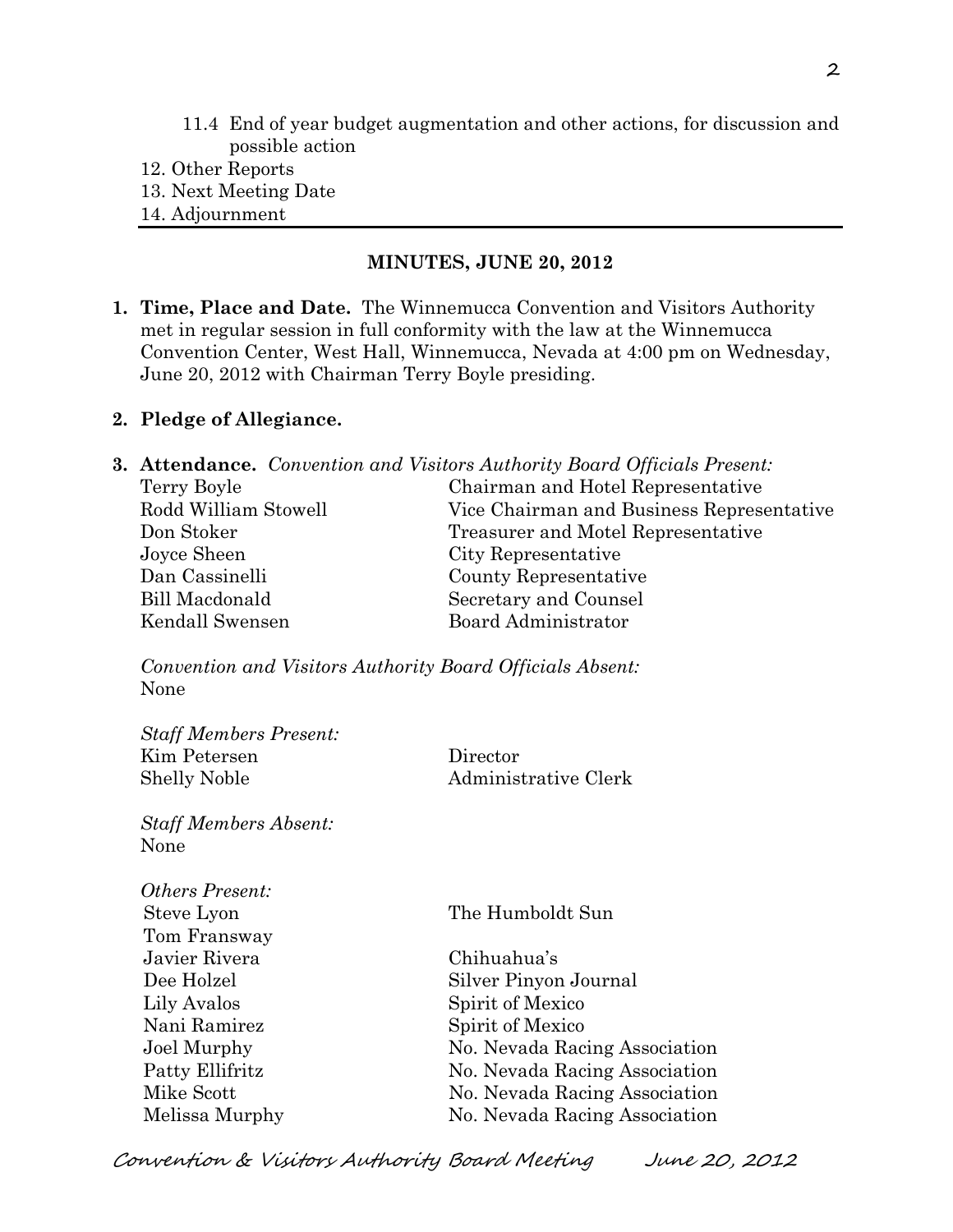11.4 End of year budget augmentation and other actions, for discussion and possible action

12. Other Reports
13. Next Meeting Date
14. Adjournment

---

## MINUTES, JUNE 20, 2012

1. **Time, Place and Date.** The Winnemucca Convention and Visitors Authority met in regular session in full conformity with the law at the Winnemucca Convention Center, West Hall, Winnemucca, Nevada at 4:00 pm on Wednesday, June 20, 2012 with Chairman Terry Boyle presiding.

2. **Pledge of Allegiance.**

3. **Attendance.** *Convention and Visitors Authority Board Officials Present:*

| | |
|---|---|
| Terry Boyle | Chairman and Hotel Representative |
| Rodd William Stowell | Vice Chairman and Business Representative |
| Don Stoker | Treasurer and Motel Representative |
| Joyce Sheen | City Representative |
| Dan Cassinelli | County Representative |
| Bill Macdonald | Secretary and Counsel |
| Kendall Swensen | Board Administrator |

*Convention and Visitors Authority Board Officials Absent:*
None

*Staff Members Present:*

| | |
|---|---|
| Kim Petersen | Director |
| Shelly Noble | Administrative Clerk |

*Staff Members Absent:*
None

*Others Present:*

| | |
|---|---|
| Steve Lyon | The Humboldt Sun |
| Tom Fransway | |
| Javier Rivera | Chihuahua's |
| Dee Holzel | Silver Pinyon Journal |
| Lily Avalos | Spirit of Mexico |
| Nani Ramirez | Spirit of Mexico |
| Joel Murphy | No. Nevada Racing Association |
| Patty Ellifritz | No. Nevada Racing Association |
| Mike Scott | No. Nevada Racing Association |
| Melissa Murphy | No. Nevada Racing Association |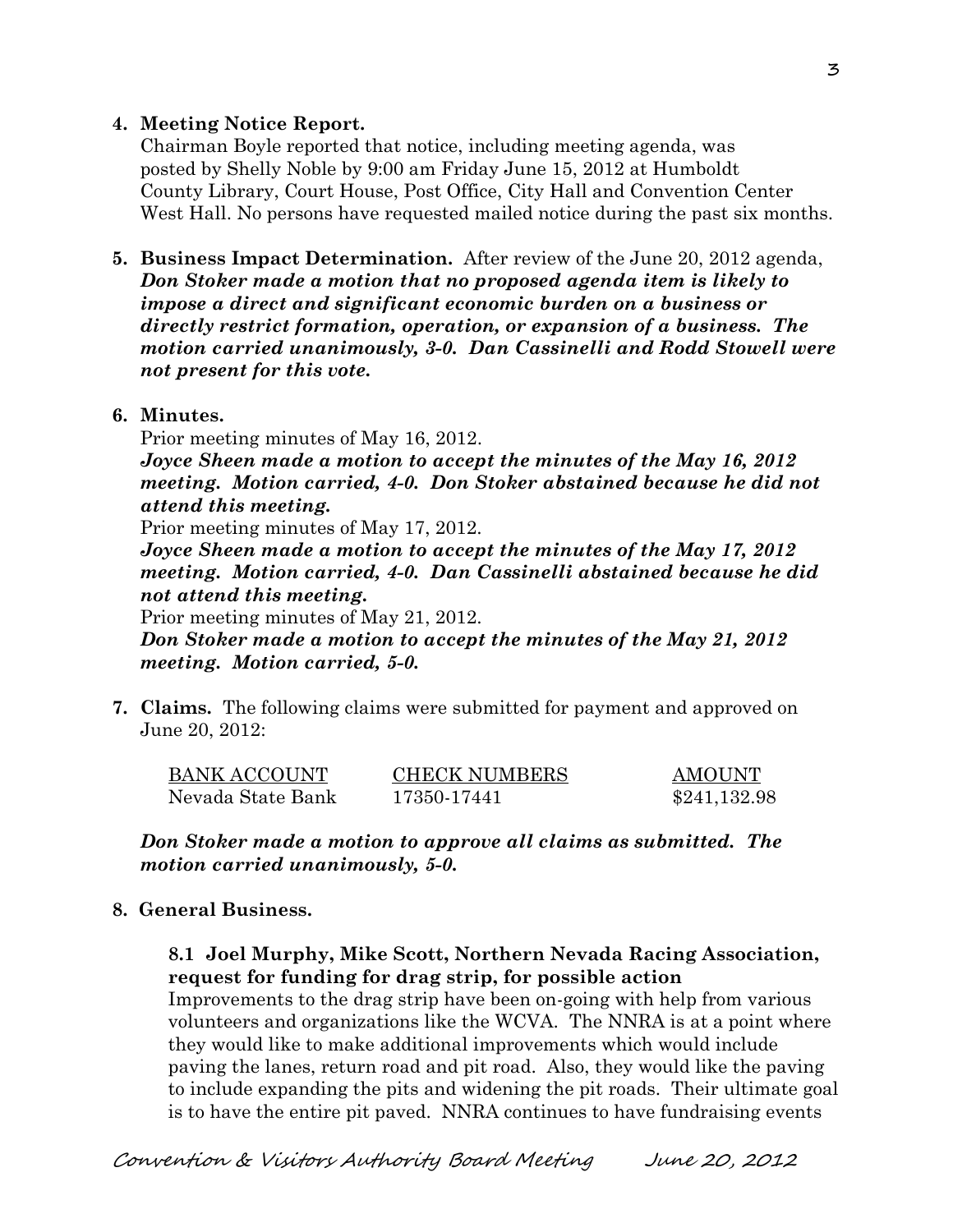**4. Meeting Notice Report.**

Chairman Boyle reported that notice, including meeting agenda, was posted by Shelly Noble by 9:00 am Friday June 15, 2012 at Humboldt County Library, Court House, Post Office, City Hall and Convention Center West Hall. No persons have requested mailed notice during the past six months.

**5. Business Impact Determination.** After review of the June 20, 2012 agenda, ***Don Stoker made a motion that no proposed agenda item is likely to impose a direct and significant economic burden on a business or directly restrict formation, operation, or expansion of a business. The motion carried unanimously, 3-0. Dan Cassinelli and Rodd Stowell were not present for this vote.***

**6. Minutes.**

Prior meeting minutes of May 16, 2012.

***Joyce Sheen made a motion to accept the minutes of the May 16, 2012 meeting. Motion carried, 4-0. Don Stoker abstained because he did not attend this meeting.***

Prior meeting minutes of May 17, 2012.

***Joyce Sheen made a motion to accept the minutes of the May 17, 2012 meeting. Motion carried, 4-0. Dan Cassinelli abstained because he did not attend this meeting.***

Prior meeting minutes of May 21, 2012.

***Don Stoker made a motion to accept the minutes of the May 21, 2012 meeting. Motion carried, 5-0.***

**7. Claims.** The following claims were submitted for payment and approved on June 20, 2012:

| BANK ACCOUNT | CHECK NUMBERS | AMOUNT |
| --- | --- | --- |
| Nevada State Bank | 17350-17441 | $241,132.98 |

***Don Stoker made a motion to approve all claims as submitted. The motion carried unanimously, 5-0.***

**8. General Business.**

**8.1 Joel Murphy, Mike Scott, Northern Nevada Racing Association, request for funding for drag strip, for possible action**

Improvements to the drag strip have been on-going with help from various volunteers and organizations like the WCVA. The NNRA is at a point where they would like to make additional improvements which would include paving the lanes, return road and pit road. Also, they would like the paving to include expanding the pits and widening the pit roads. Their ultimate goal is to have the entire pit paved. NNRA continues to have fundraising events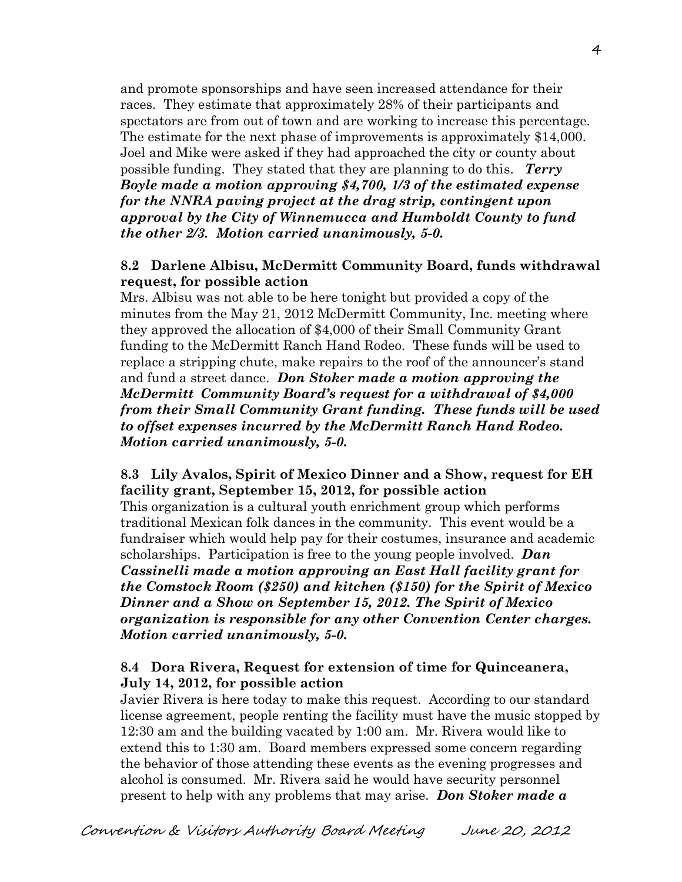and promote sponsorships and have seen increased attendance for their races. They estimate that approximately 28% of their participants and spectators are from out of town and are working to increase this percentage. The estimate for the next phase of improvements is approximately $14,000. Joel and Mike were asked if they had approached the city or county about possible funding. They stated that they are planning to do this. ***Terry Boyle made a motion approving $4,700, 1/3 of the estimated expense for the NNRA paving project at the drag strip, contingent upon approval by the City of Winnemucca and Humboldt County to fund the other 2/3. Motion carried unanimously, 5-0.***

**8.2 Darlene Albisu, McDermitt Community Board, funds withdrawal request, for possible action**

Mrs. Albisu was not able to be here tonight but provided a copy of the minutes from the May 21, 2012 McDermitt Community, Inc. meeting where they approved the allocation of $4,000 of their Small Community Grant funding to the McDermitt Ranch Hand Rodeo. These funds will be used to replace a stripping chute, make repairs to the roof of the announcer's stand and fund a street dance. ***Don Stoker made a motion approving the McDermitt Community Board's request for a withdrawal of $4,000 from their Small Community Grant funding. These funds will be used to offset expenses incurred by the McDermitt Ranch Hand Rodeo. Motion carried unanimously, 5-0.***

**8.3 Lily Avalos, Spirit of Mexico Dinner and a Show, request for EH facility grant, September 15, 2012, for possible action**

This organization is a cultural youth enrichment group which performs traditional Mexican folk dances in the community. This event would be a fundraiser which would help pay for their costumes, insurance and academic scholarships. Participation is free to the young people involved. ***Dan Cassinelli made a motion approving an East Hall facility grant for the Comstock Room ($250) and kitchen ($150) for the Spirit of Mexico Dinner and a Show on September 15, 2012. The Spirit of Mexico organization is responsible for any other Convention Center charges. Motion carried unanimously, 5-0.***

**8.4 Dora Rivera, Request for extension of time for Quinceanera, July 14, 2012, for possible action**

Javier Rivera is here today to make this request. According to our standard license agreement, people renting the facility must have the music stopped by 12:30 am and the building vacated by 1:00 am. Mr. Rivera would like to extend this to 1:30 am. Board members expressed some concern regarding the behavior of those attending these events as the evening progresses and alcohol is consumed. Mr. Rivera said he would have security personnel present to help with any problems that may arise. ***Don Stoker made a***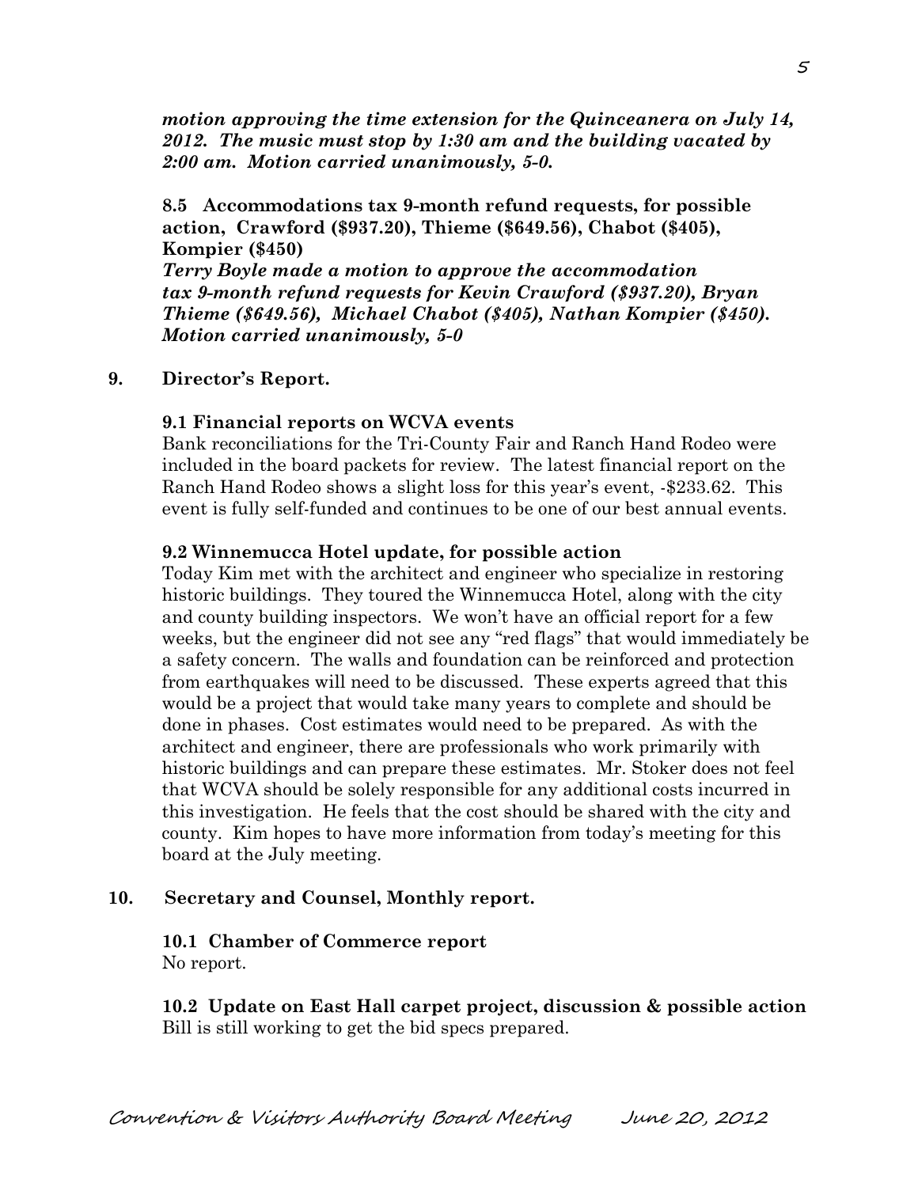***motion approving the time extension for the Quinceanera on July 14, 2012. The music must stop by 1:30 am and the building vacated by 2:00 am. Motion carried unanimously, 5-0.***

**8.5 Accommodations tax 9-month refund requests, for possible action, Crawford ($937.20), Thieme ($649.56), Chabot ($405), Kompier ($450)**
***Terry Boyle made a motion to approve the accommodation tax 9-month refund requests for Kevin Crawford ($937.20), Bryan Thieme ($649.56), Michael Chabot ($405), Nathan Kompier ($450). Motion carried unanimously, 5-0***

## 9. Director's Report.

**9.1 Financial reports on WCVA events**

Bank reconciliations for the Tri-County Fair and Ranch Hand Rodeo were included in the board packets for review. The latest financial report on the Ranch Hand Rodeo shows a slight loss for this year's event, -$233.62. This event is fully self-funded and continues to be one of our best annual events.

**9.2 Winnemucca Hotel update, for possible action**

Today Kim met with the architect and engineer who specialize in restoring historic buildings. They toured the Winnemucca Hotel, along with the city and county building inspectors. We won't have an official report for a few weeks, but the engineer did not see any "red flags" that would immediately be a safety concern. The walls and foundation can be reinforced and protection from earthquakes will need to be discussed. These experts agreed that this would be a project that would take many years to complete and should be done in phases. Cost estimates would need to be prepared. As with the architect and engineer, there are professionals who work primarily with historic buildings and can prepare these estimates. Mr. Stoker does not feel that WCVA should be solely responsible for any additional costs incurred in this investigation. He feels that the cost should be shared with the city and county. Kim hopes to have more information from today's meeting for this board at the July meeting.

## 10. Secretary and Counsel, Monthly report.

**10.1 Chamber of Commerce report**
No report.

**10.2 Update on East Hall carpet project, discussion & possible action**
Bill is still working to get the bid specs prepared.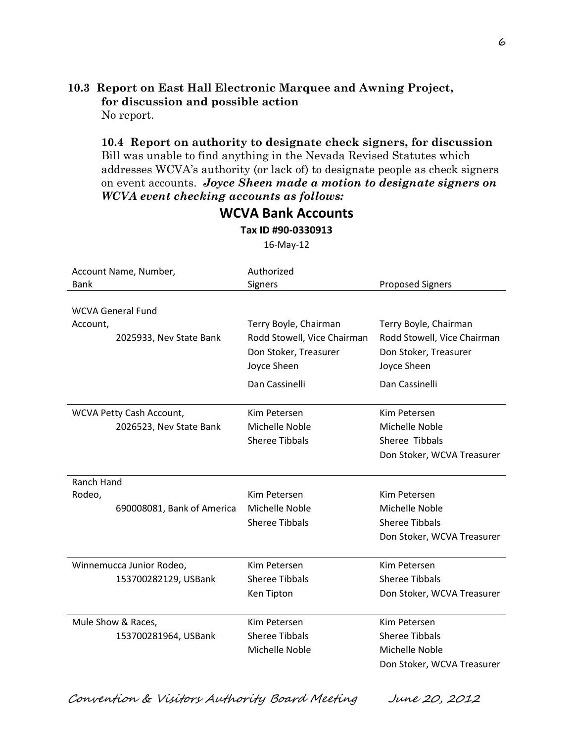### 10.3 Report on East Hall Electronic Marquee and Awning Project, for discussion and possible action

No report.

### 10.4 Report on authority to designate check signers, for discussion

Bill was unable to find anything in the Nevada Revised Statutes which addresses WCVA's authority (or lack of) to designate people as check signers on event accounts. ***Joyce Sheen made a motion to designate signers on WCVA event checking accounts as follows:***

## WCVA Bank Accounts

**Tax ID #90-0330913**

16-May-12

| Account Name, Number, Bank | Authorized Signers | Proposed Signers |
|---|---|---|
| WCVA General Fund Account, 2025933, Nev State Bank | Terry Boyle, Chairman<br>Rodd Stowell, Vice Chairman<br>Don Stoker, Treasurer<br>Joyce Sheen<br>Dan Cassinelli | Terry Boyle, Chairman<br>Rodd Stowell, Vice Chairman<br>Don Stoker, Treasurer<br>Joyce Sheen<br>Dan Cassinelli |
| WCVA Petty Cash Account, 2026523, Nev State Bank | Kim Petersen<br>Michelle Noble<br>Sheree Tibbals | Kim Petersen<br>Michelle Noble<br>Sheree Tibbals<br>Don Stoker, WCVA Treasurer |
| Ranch Hand Rodeo, 690008081, Bank of America | Kim Petersen<br>Michelle Noble<br>Sheree Tibbals | Kim Petersen<br>Michelle Noble<br>Sheree Tibbals<br>Don Stoker, WCVA Treasurer |
| Winnemucca Junior Rodeo, 153700282129, USBank | Kim Petersen<br>Sheree Tibbals<br>Ken Tipton | Kim Petersen<br>Sheree Tibbals<br>Don Stoker, WCVA Treasurer |
| Mule Show & Races, 153700281964, USBank | Kim Petersen<br>Sheree Tibbals<br>Michelle Noble | Kim Petersen<br>Sheree Tibbals<br>Michelle Noble<br>Don Stoker, WCVA Treasurer |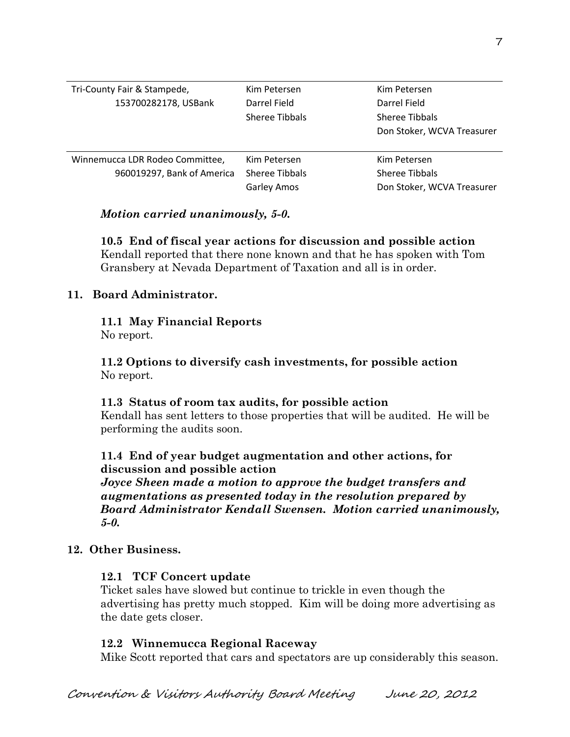| | | |
|---|---|---|
| Tri-County Fair & Stampede, 153700282178, USBank | Kim Petersen<br>Darrel Field<br>Sheree Tibbals | Kim Petersen<br>Darrel Field<br>Sheree Tibbals<br>Don Stoker, WCVA Treasurer |
| Winnemucca LDR Rodeo Committee, 960019297, Bank of America | Kim Petersen<br>Sheree Tibbals<br>Garley Amos | Kim Petersen<br>Sheree Tibbals<br>Don Stoker, WCVA Treasurer |

***Motion carried unanimously, 5-0.***

**10.5 End of fiscal year actions for discussion and possible action**
Kendall reported that there none known and that he has spoken with Tom Gransbery at Nevada Department of Taxation and all is in order.

## 11. Board Administrator.

**11.1 May Financial Reports**
No report.

**11.2 Options to diversify cash investments, for possible action**
No report.

**11.3 Status of room tax audits, for possible action**
Kendall has sent letters to those properties that will be audited. He will be performing the audits soon.

**11.4 End of year budget augmentation and other actions, for discussion and possible action**
***Joyce Sheen made a motion to approve the budget transfers and augmentations as presented today in the resolution prepared by Board Administrator Kendall Swensen. Motion carried unanimously, 5-0.***

## 12. Other Business.

**12.1 TCF Concert update**
Ticket sales have slowed but continue to trickle in even though the advertising has pretty much stopped. Kim will be doing more advertising as the date gets closer.

**12.2 Winnemucca Regional Raceway**
Mike Scott reported that cars and spectators are up considerably this season.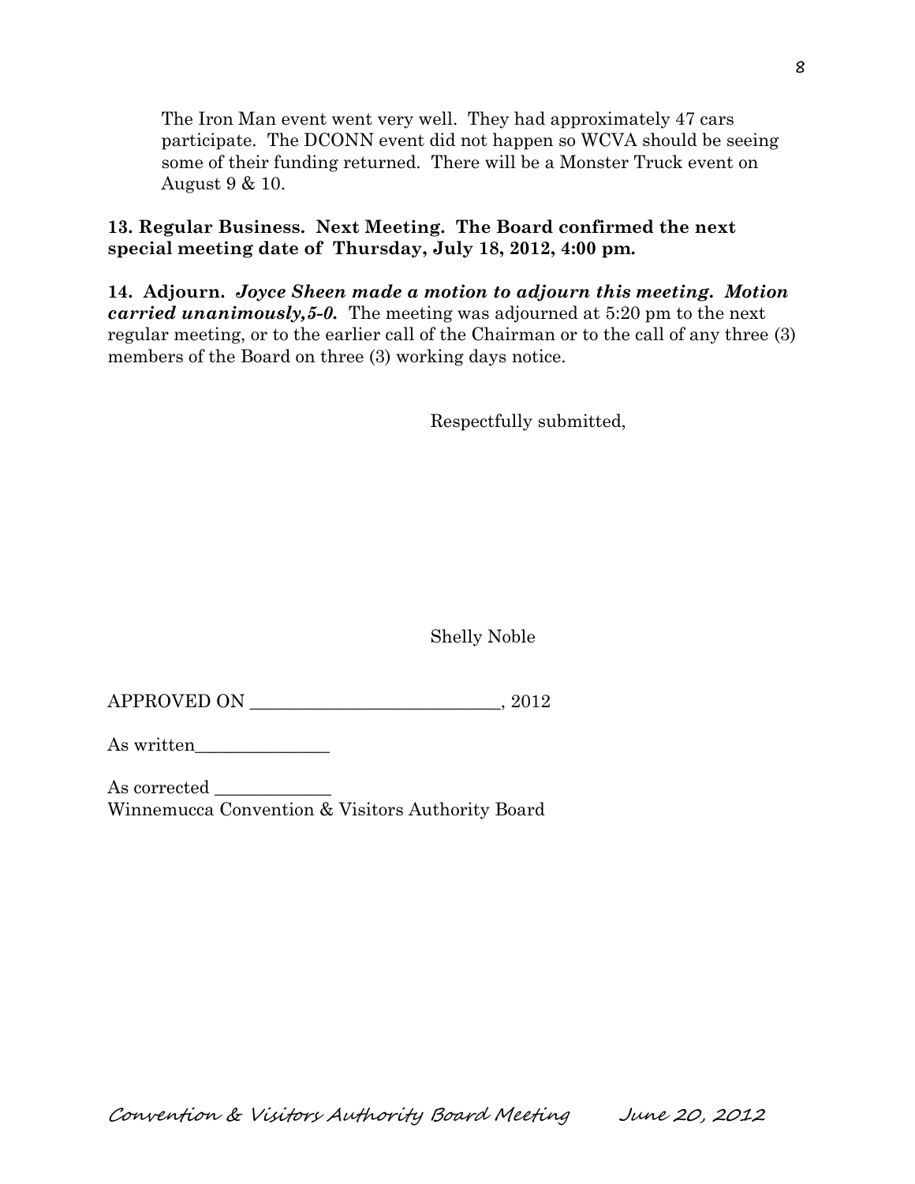The Iron Man event went very well. They had approximately 47 cars participate. The DCONN event did not happen so WCVA should be seeing some of their funding returned. There will be a Monster Truck event on August 9 & 10.

**13. Regular Business. Next Meeting. The Board confirmed the next special meeting date of Thursday, July 18, 2012, 4:00 pm.**

**14. Adjourn.** ***Joyce Sheen made a motion to adjourn this meeting. Motion carried unanimously,5-0.*** The meeting was adjourned at 5:20 pm to the next regular meeting, or to the earlier call of the Chairman or to the call of any three (3) members of the Board on three (3) working days notice.

Respectfully submitted,

Shelly Noble

APPROVED ON ____________________________, 2012

As written_______________

As corrected _____________
Winnemucca Convention & Visitors Authority Board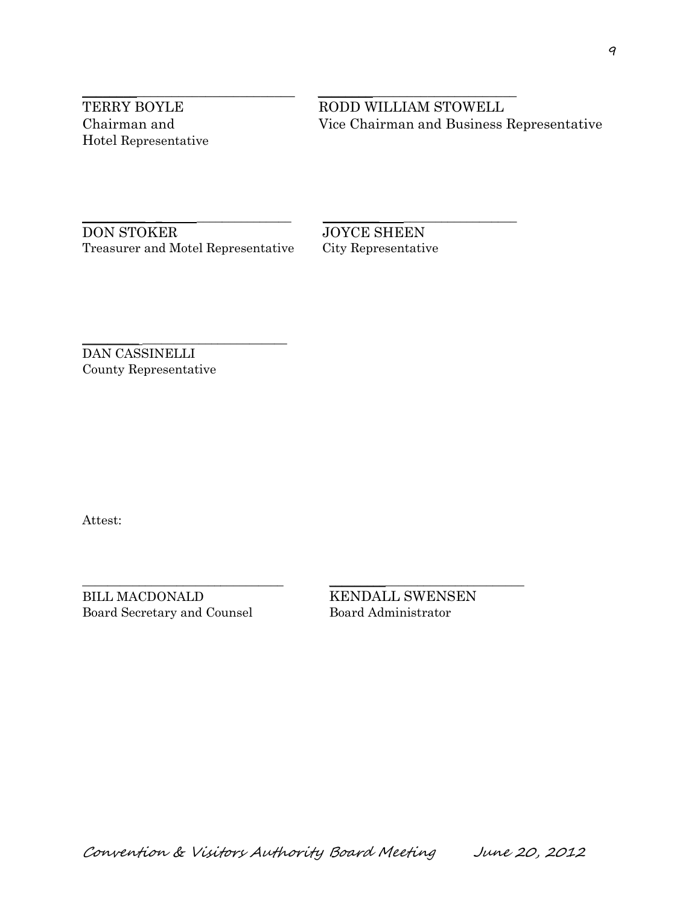TERRY BOYLE
Chairman and
Hotel Representative

RODD WILLIAM STOWELL
Vice Chairman and Business Representative

DON STOKER
Treasurer and Motel Representative

JOYCE SHEEN
City Representative

DAN CASSINELLI
County Representative

Attest:

BILL MACDONALD
Board Secretary and Counsel

KENDALL SWENSEN
Board Administrator